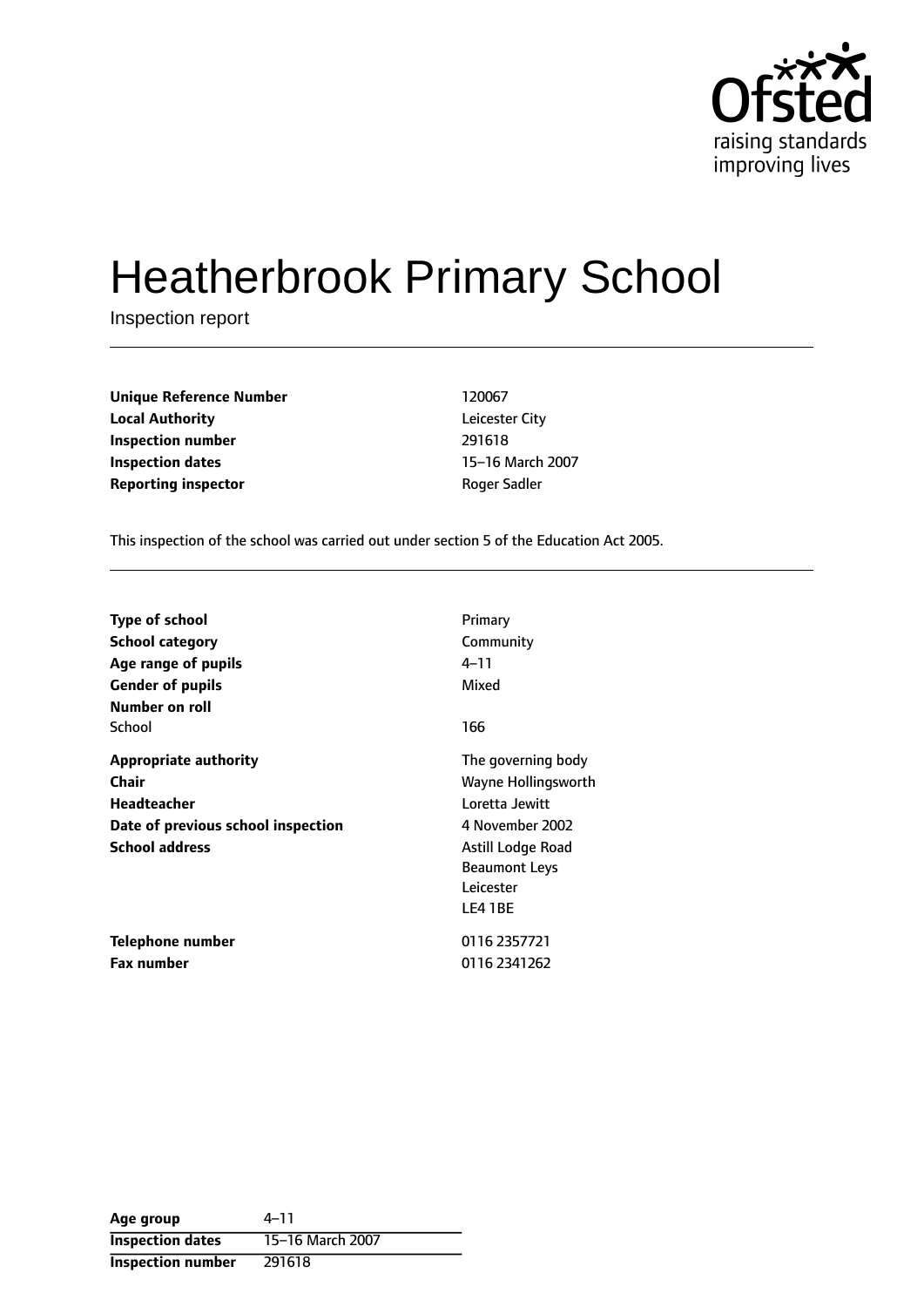Ofsted
raising standards
improving lives

# Heatherbrook Primary School

Inspection report

| | |
|---|---|
| **Unique Reference Number** | 120067 |
| **Local Authority** | Leicester City |
| **Inspection number** | 291618 |
| **Inspection dates** | 15–16 March 2007 |
| **Reporting inspector** | Roger Sadler |

This inspection of the school was carried out under section 5 of the Education Act 2005.

| | |
|---|---|
| **Type of school** | Primary |
| **School category** | Community |
| **Age range of pupils** | 4–11 |
| **Gender of pupils** | Mixed |
| **Number on roll** | |
| School | 166 |
| **Appropriate authority** | The governing body |
| **Chair** | Wayne Hollingsworth |
| **Headteacher** | Loretta Jewitt |
| **Date of previous school inspection** | 4 November 2002 |
| **School address** | Astill Lodge Road<br>Beaumont Leys<br>Leicester<br>LE4 1BE |
| **Telephone number** | 0116 2357721 |
| **Fax number** | 0116 2341262 |

| | |
|---|---|
| **Age group** | 4–11 |
| **Inspection dates** | 15–16 March 2007 |
| **Inspection number** | 291618 |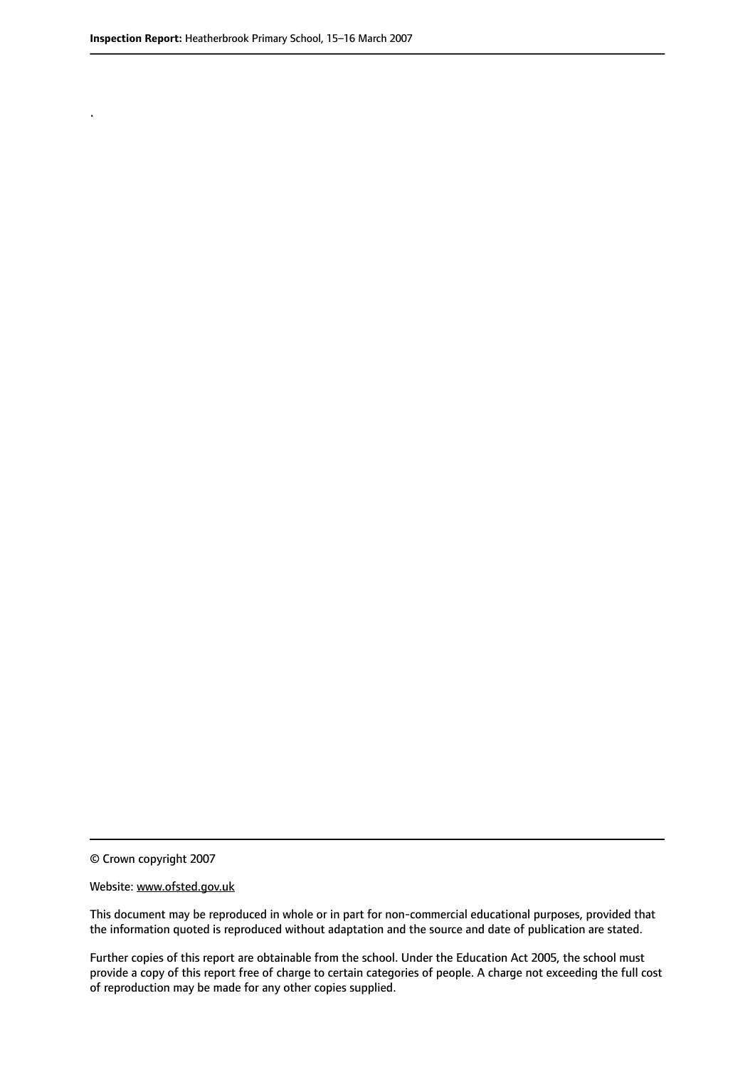.

© Crown copyright 2007

Website: www.ofsted.gov.uk

This document may be reproduced in whole or in part for non-commercial educational purposes, provided that the information quoted is reproduced without adaptation and the source and date of publication are stated.

Further copies of this report are obtainable from the school. Under the Education Act 2005, the school must provide a copy of this report free of charge to certain categories of people. A charge not exceeding the full cost of reproduction may be made for any other copies supplied.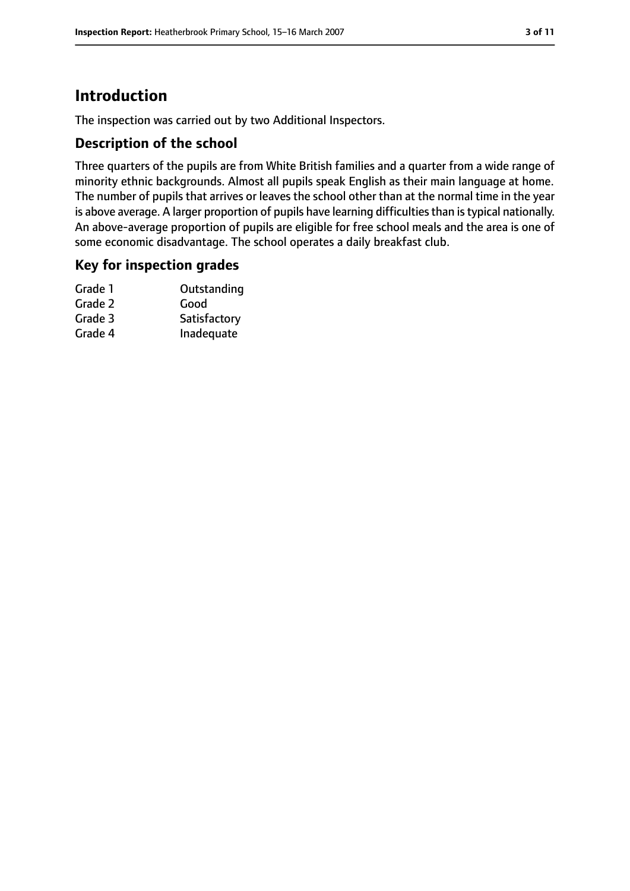# Introduction

The inspection was carried out by two Additional Inspectors.

## Description of the school

Three quarters of the pupils are from White British families and a quarter from a wide range of minority ethnic backgrounds. Almost all pupils speak English as their main language at home. The number of pupils that arrives or leaves the school other than at the normal time in the year is above average. A larger proportion of pupils have learning difficulties than is typical nationally. An above-average proportion of pupils are eligible for free school meals and the area is one of some economic disadvantage. The school operates a daily breakfast club.

## Key for inspection grades

| | |
|---|---|
| Grade 1 | Outstanding |
| Grade 2 | Good |
| Grade 3 | Satisfactory |
| Grade 4 | Inadequate |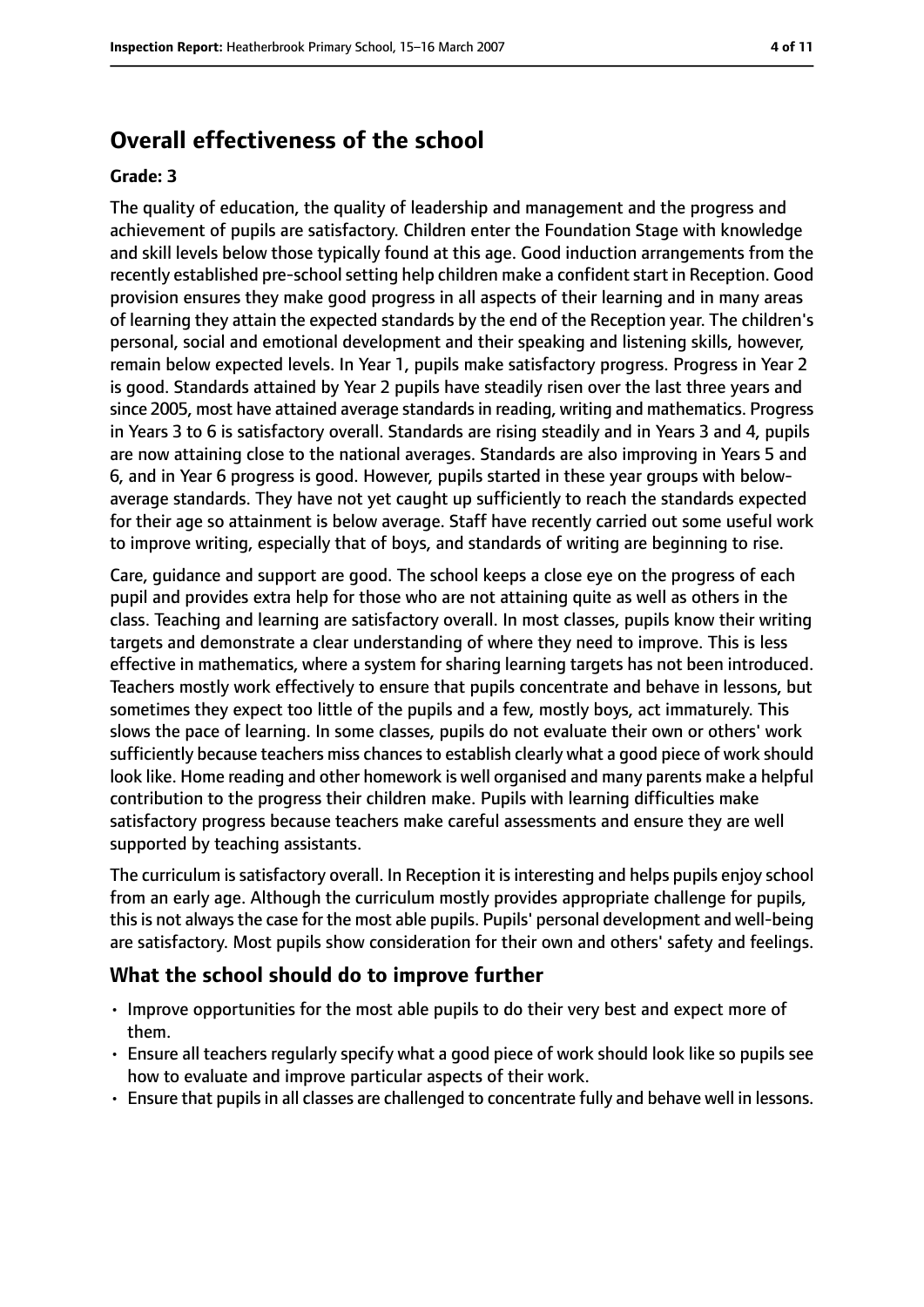## Overall effectiveness of the school

**Grade: 3**

The quality of education, the quality of leadership and management and the progress and achievement of pupils are satisfactory. Children enter the Foundation Stage with knowledge and skill levels below those typically found at this age. Good induction arrangements from the recently established pre-school setting help children make a confident start in Reception. Good provision ensures they make good progress in all aspects of their learning and in many areas of learning they attain the expected standards by the end of the Reception year. The children's personal, social and emotional development and their speaking and listening skills, however, remain below expected levels. In Year 1, pupils make satisfactory progress. Progress in Year 2 is good. Standards attained by Year 2 pupils have steadily risen over the last three years and since 2005, most have attained average standards in reading, writing and mathematics. Progress in Years 3 to 6 is satisfactory overall. Standards are rising steadily and in Years 3 and 4, pupils are now attaining close to the national averages. Standards are also improving in Years 5 and 6, and in Year 6 progress is good. However, pupils started in these year groups with below-average standards. They have not yet caught up sufficiently to reach the standards expected for their age so attainment is below average. Staff have recently carried out some useful work to improve writing, especially that of boys, and standards of writing are beginning to rise.

Care, guidance and support are good. The school keeps a close eye on the progress of each pupil and provides extra help for those who are not attaining quite as well as others in the class. Teaching and learning are satisfactory overall. In most classes, pupils know their writing targets and demonstrate a clear understanding of where they need to improve. This is less effective in mathematics, where a system for sharing learning targets has not been introduced. Teachers mostly work effectively to ensure that pupils concentrate and behave in lessons, but sometimes they expect too little of the pupils and a few, mostly boys, act immaturely. This slows the pace of learning. In some classes, pupils do not evaluate their own or others' work sufficiently because teachers miss chances to establish clearly what a good piece of work should look like. Home reading and other homework is well organised and many parents make a helpful contribution to the progress their children make. Pupils with learning difficulties make satisfactory progress because teachers make careful assessments and ensure they are well supported by teaching assistants.

The curriculum is satisfactory overall. In Reception it is interesting and helps pupils enjoy school from an early age. Although the curriculum mostly provides appropriate challenge for pupils, this is not always the case for the most able pupils. Pupils' personal development and well-being are satisfactory. Most pupils show consideration for their own and others' safety and feelings.

### What the school should do to improve further

- Improve opportunities for the most able pupils to do their very best and expect more of them.
- Ensure all teachers regularly specify what a good piece of work should look like so pupils see how to evaluate and improve particular aspects of their work.
- Ensure that pupils in all classes are challenged to concentrate fully and behave well in lessons.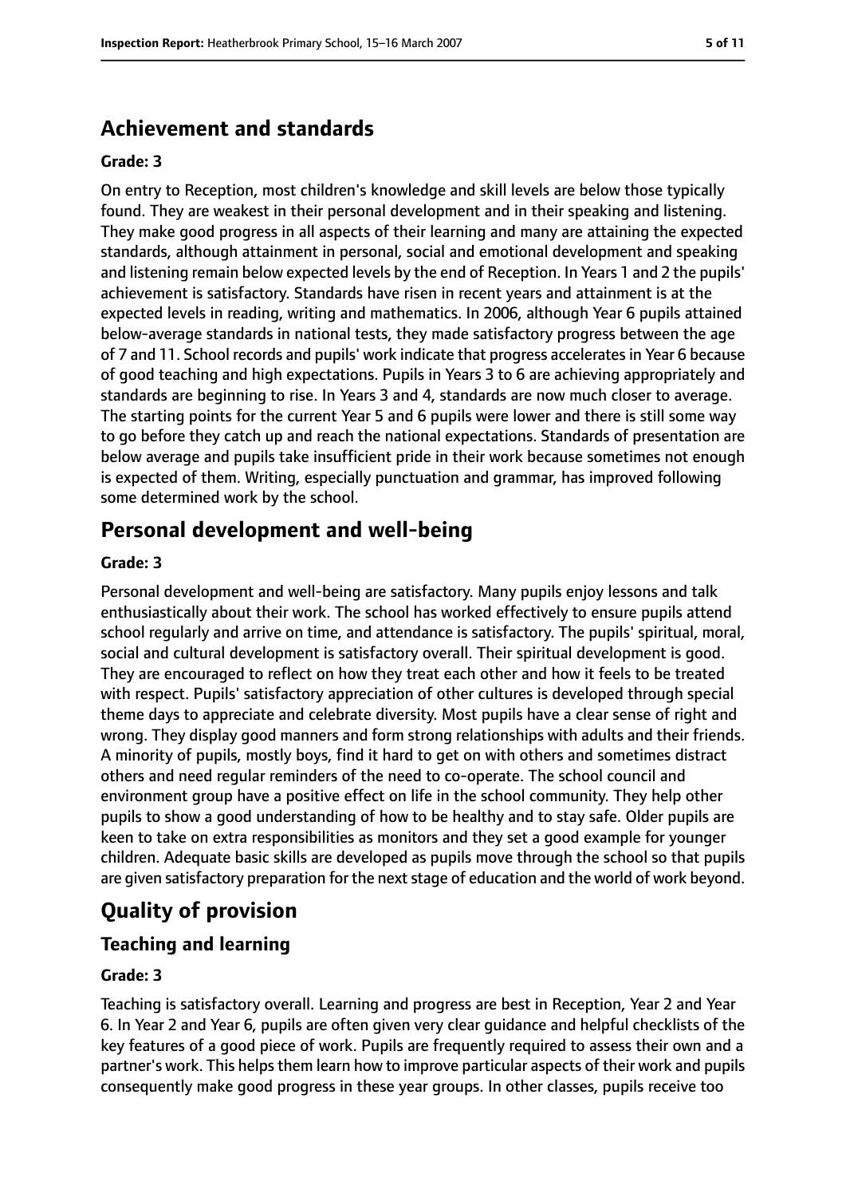## Achievement and standards

**Grade: 3**

On entry to Reception, most children's knowledge and skill levels are below those typically found. They are weakest in their personal development and in their speaking and listening. They make good progress in all aspects of their learning and many are attaining the expected standards, although attainment in personal, social and emotional development and speaking and listening remain below expected levels by the end of Reception. In Years 1 and 2 the pupils' achievement is satisfactory. Standards have risen in recent years and attainment is at the expected levels in reading, writing and mathematics. In 2006, although Year 6 pupils attained below-average standards in national tests, they made satisfactory progress between the age of 7 and 11. School records and pupils' work indicate that progress accelerates in Year 6 because of good teaching and high expectations. Pupils in Years 3 to 6 are achieving appropriately and standards are beginning to rise. In Years 3 and 4, standards are now much closer to average. The starting points for the current Year 5 and 6 pupils were lower and there is still some way to go before they catch up and reach the national expectations. Standards of presentation are below average and pupils take insufficient pride in their work because sometimes not enough is expected of them. Writing, especially punctuation and grammar, has improved following some determined work by the school.

## Personal development and well-being

**Grade: 3**

Personal development and well-being are satisfactory. Many pupils enjoy lessons and talk enthusiastically about their work. The school has worked effectively to ensure pupils attend school regularly and arrive on time, and attendance is satisfactory. The pupils' spiritual, moral, social and cultural development is satisfactory overall. Their spiritual development is good. They are encouraged to reflect on how they treat each other and how it feels to be treated with respect. Pupils' satisfactory appreciation of other cultures is developed through special theme days to appreciate and celebrate diversity. Most pupils have a clear sense of right and wrong. They display good manners and form strong relationships with adults and their friends. A minority of pupils, mostly boys, find it hard to get on with others and sometimes distract others and need regular reminders of the need to co-operate. The school council and environment group have a positive effect on life in the school community. They help other pupils to show a good understanding of how to be healthy and to stay safe. Older pupils are keen to take on extra responsibilities as monitors and they set a good example for younger children. Adequate basic skills are developed as pupils move through the school so that pupils are given satisfactory preparation for the next stage of education and the world of work beyond.

# Quality of provision

## Teaching and learning

**Grade: 3**

Teaching is satisfactory overall. Learning and progress are best in Reception, Year 2 and Year 6. In Year 2 and Year 6, pupils are often given very clear guidance and helpful checklists of the key features of a good piece of work. Pupils are frequently required to assess their own and a partner's work. This helps them learn how to improve particular aspects of their work and pupils consequently make good progress in these year groups. In other classes, pupils receive too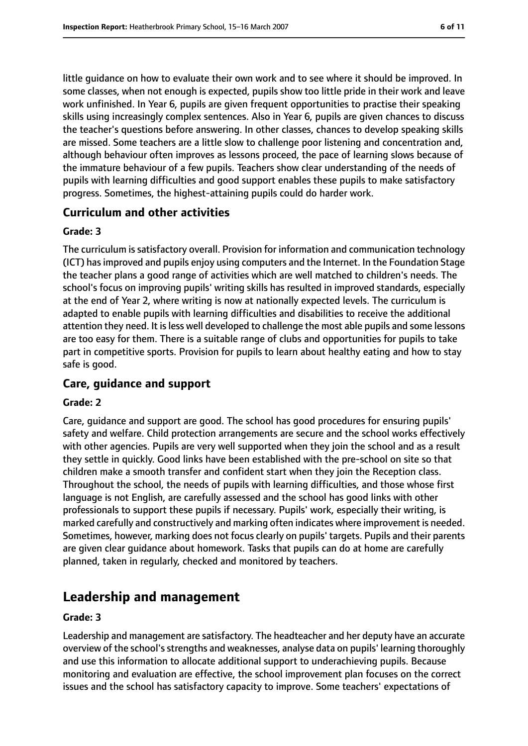little guidance on how to evaluate their own work and to see where it should be improved. In some classes, when not enough is expected, pupils show too little pride in their work and leave work unfinished. In Year 6, pupils are given frequent opportunities to practise their speaking skills using increasingly complex sentences. Also in Year 6, pupils are given chances to discuss the teacher's questions before answering. In other classes, chances to develop speaking skills are missed. Some teachers are a little slow to challenge poor listening and concentration and, although behaviour often improves as lessons proceed, the pace of learning slows because of the immature behaviour of a few pupils. Teachers show clear understanding of the needs of pupils with learning difficulties and good support enables these pupils to make satisfactory progress. Sometimes, the highest-attaining pupils could do harder work.

### Curriculum and other activities

#### Grade: 3

The curriculum is satisfactory overall. Provision for information and communication technology (ICT) has improved and pupils enjoy using computers and the Internet. In the Foundation Stage the teacher plans a good range of activities which are well matched to children's needs. The school's focus on improving pupils' writing skills has resulted in improved standards, especially at the end of Year 2, where writing is now at nationally expected levels. The curriculum is adapted to enable pupils with learning difficulties and disabilities to receive the additional attention they need. It is less well developed to challenge the most able pupils and some lessons are too easy for them. There is a suitable range of clubs and opportunities for pupils to take part in competitive sports. Provision for pupils to learn about healthy eating and how to stay safe is good.

### Care, guidance and support

#### Grade: 2

Care, guidance and support are good. The school has good procedures for ensuring pupils' safety and welfare. Child protection arrangements are secure and the school works effectively with other agencies. Pupils are very well supported when they join the school and as a result they settle in quickly. Good links have been established with the pre-school on site so that children make a smooth transfer and confident start when they join the Reception class. Throughout the school, the needs of pupils with learning difficulties, and those whose first language is not English, are carefully assessed and the school has good links with other professionals to support these pupils if necessary. Pupils' work, especially their writing, is marked carefully and constructively and marking often indicates where improvement is needed. Sometimes, however, marking does not focus clearly on pupils' targets. Pupils and their parents are given clear guidance about homework. Tasks that pupils can do at home are carefully planned, taken in regularly, checked and monitored by teachers.

## Leadership and management

#### Grade: 3

Leadership and management are satisfactory. The headteacher and her deputy have an accurate overview of the school's strengths and weaknesses, analyse data on pupils' learning thoroughly and use this information to allocate additional support to underachieving pupils. Because monitoring and evaluation are effective, the school improvement plan focuses on the correct issues and the school has satisfactory capacity to improve. Some teachers' expectations of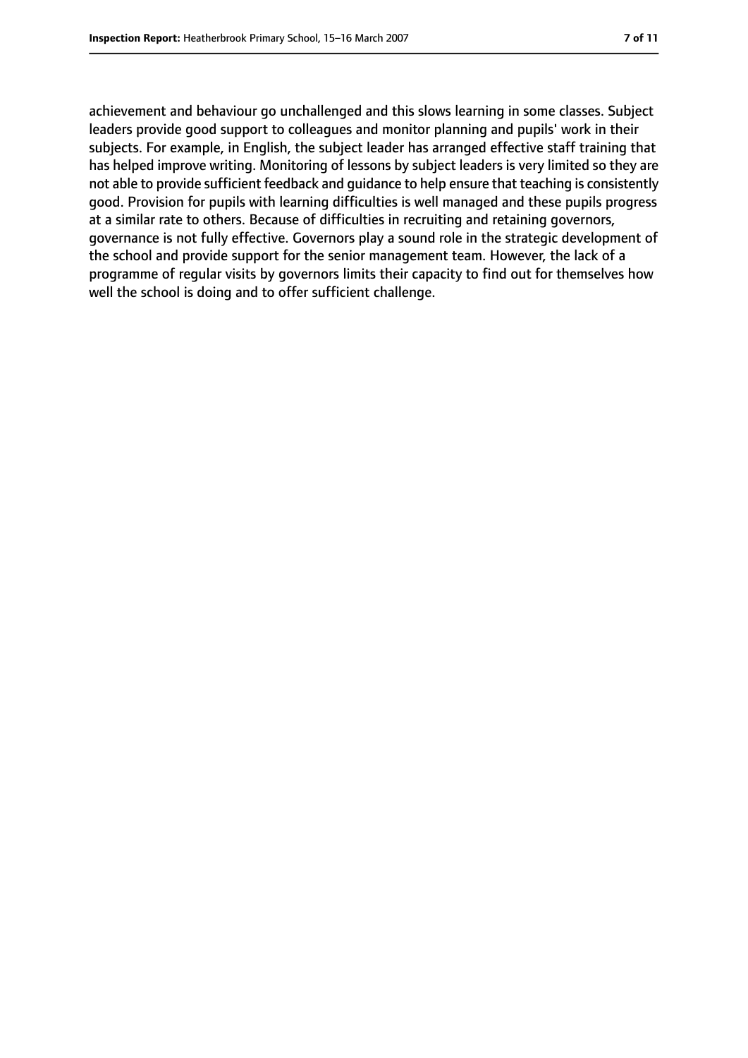achievement and behaviour go unchallenged and this slows learning in some classes. Subject leaders provide good support to colleagues and monitor planning and pupils' work in their subjects. For example, in English, the subject leader has arranged effective staff training that has helped improve writing. Monitoring of lessons by subject leaders is very limited so they are not able to provide sufficient feedback and guidance to help ensure that teaching is consistently good. Provision for pupils with learning difficulties is well managed and these pupils progress at a similar rate to others. Because of difficulties in recruiting and retaining governors, governance is not fully effective. Governors play a sound role in the strategic development of the school and provide support for the senior management team. However, the lack of a programme of regular visits by governors limits their capacity to find out for themselves how well the school is doing and to offer sufficient challenge.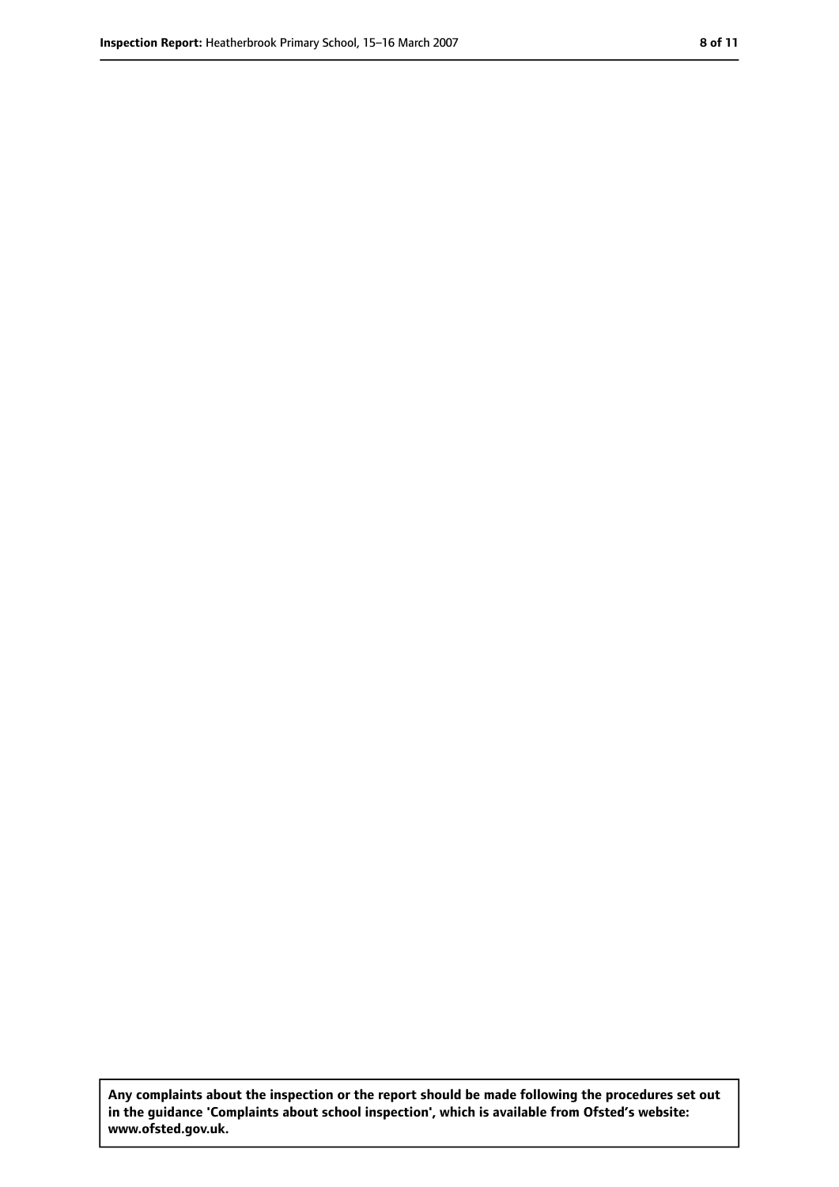Any complaints about the inspection or the report should be made following the procedures set out in the guidance 'Complaints about school inspection', which is available from Ofsted's website: www.ofsted.gov.uk.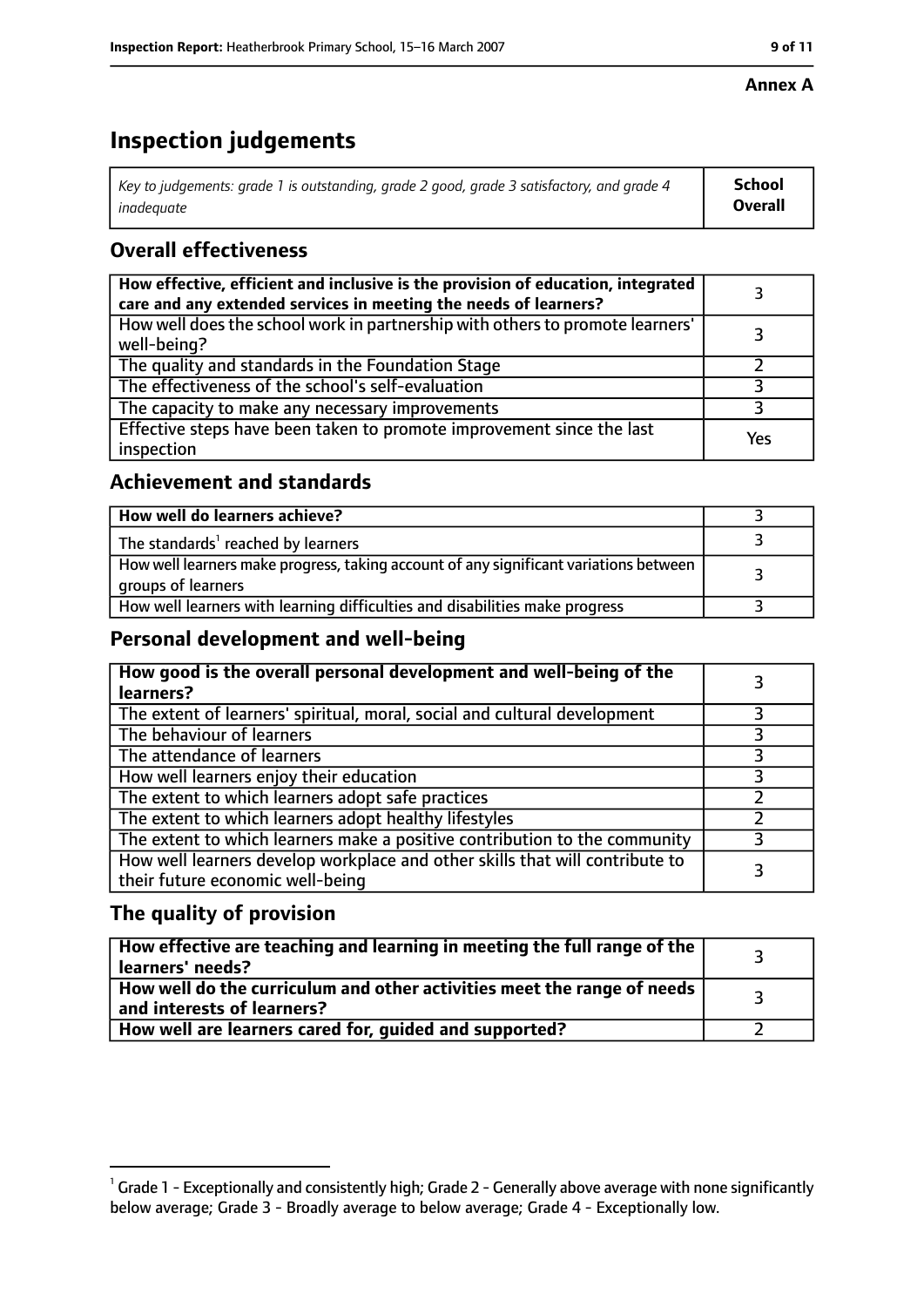**Annex A**

# Inspection judgements

| *Key to judgements: grade 1 is outstanding, grade 2 good, grade 3 satisfactory, and grade 4 inadequate* | **School Overall** |
|---|---|

## Overall effectiveness

| | |
|---|---|
| **How effective, efficient and inclusive is the provision of education, integrated care and any extended services in meeting the needs of learners?** | 3 |
| How well does the school work in partnership with others to promote learners' well-being? | 3 |
| The quality and standards in the Foundation Stage | 2 |
| The effectiveness of the school's self-evaluation | 3 |
| The capacity to make any necessary improvements | 3 |
| Effective steps have been taken to promote improvement since the last inspection | Yes |

## Achievement and standards

| | |
|---|---|
| **How well do learners achieve?** | 3 |
| The standards[1] reached by learners | 3 |
| How well learners make progress, taking account of any significant variations between groups of learners | 3 |
| How well learners with learning difficulties and disabilities make progress | 3 |

## Personal development and well-being

| | |
|---|---|
| **How good is the overall personal development and well-being of the learners?** | 3 |
| The extent of learners' spiritual, moral, social and cultural development | 3 |
| The behaviour of learners | 3 |
| The attendance of learners | 3 |
| How well learners enjoy their education | 3 |
| The extent to which learners adopt safe practices | 2 |
| The extent to which learners adopt healthy lifestyles | 2 |
| The extent to which learners make a positive contribution to the community | 3 |
| How well learners develop workplace and other skills that will contribute to their future economic well-being | 3 |

## The quality of provision

| | |
|---|---|
| **How effective are teaching and learning in meeting the full range of the learners' needs?** | 3 |
| **How well do the curriculum and other activities meet the range of needs and interests of learners?** | 3 |
| **How well are learners cared for, guided and supported?** | 2 |

[1] Grade 1 - Exceptionally and consistently high; Grade 2 - Generally above average with none significantly below average; Grade 3 - Broadly average to below average; Grade 4 - Exceptionally low.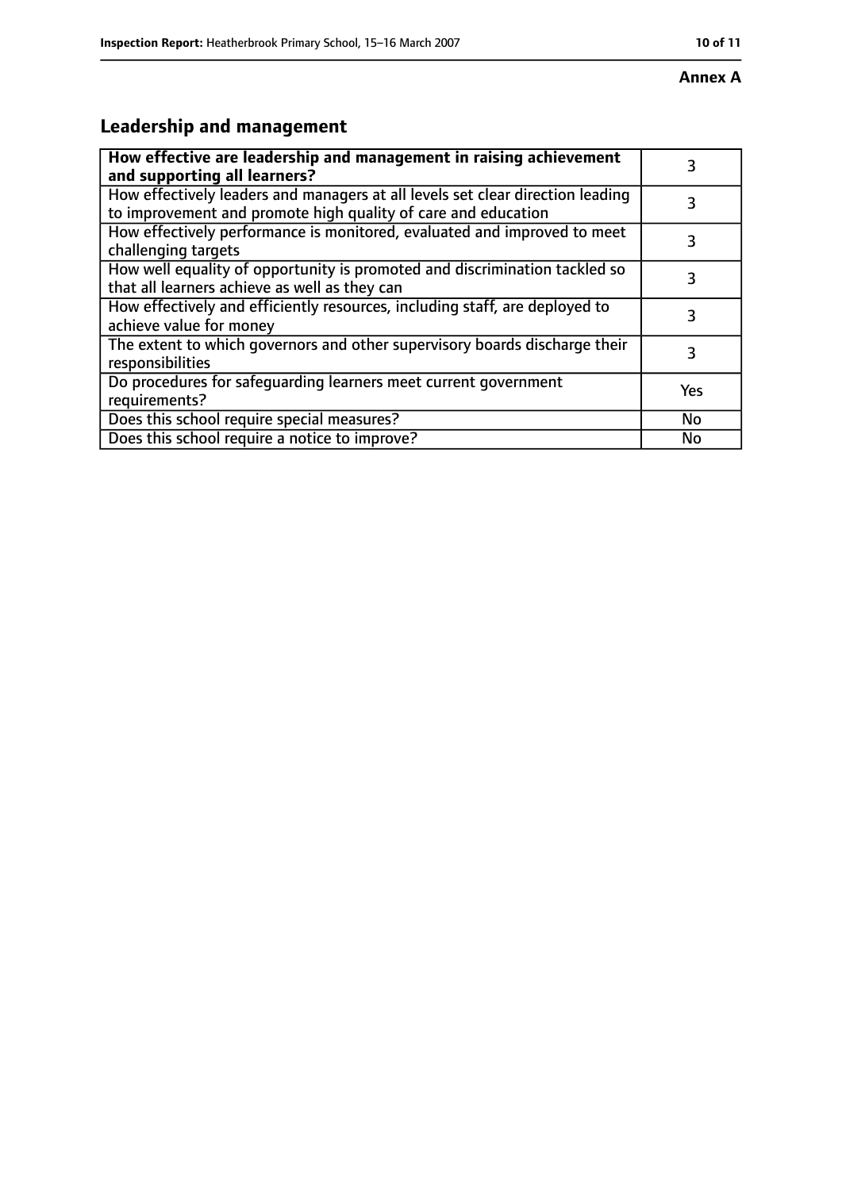**Annex A**

## Leadership and management

| How effective are leadership and management in raising achievement and supporting all learners? | 3 |
|---|---|
| How effectively leaders and managers at all levels set clear direction leading to improvement and promote high quality of care and education | 3 |
| How effectively performance is monitored, evaluated and improved to meet challenging targets | 3 |
| How well equality of opportunity is promoted and discrimination tackled so that all learners achieve as well as they can | 3 |
| How effectively and efficiently resources, including staff, are deployed to achieve value for money | 3 |
| The extent to which governors and other supervisory boards discharge their responsibilities | 3 |
| Do procedures for safeguarding learners meet current government requirements? | Yes |
| Does this school require special measures? | No |
| Does this school require a notice to improve? | No |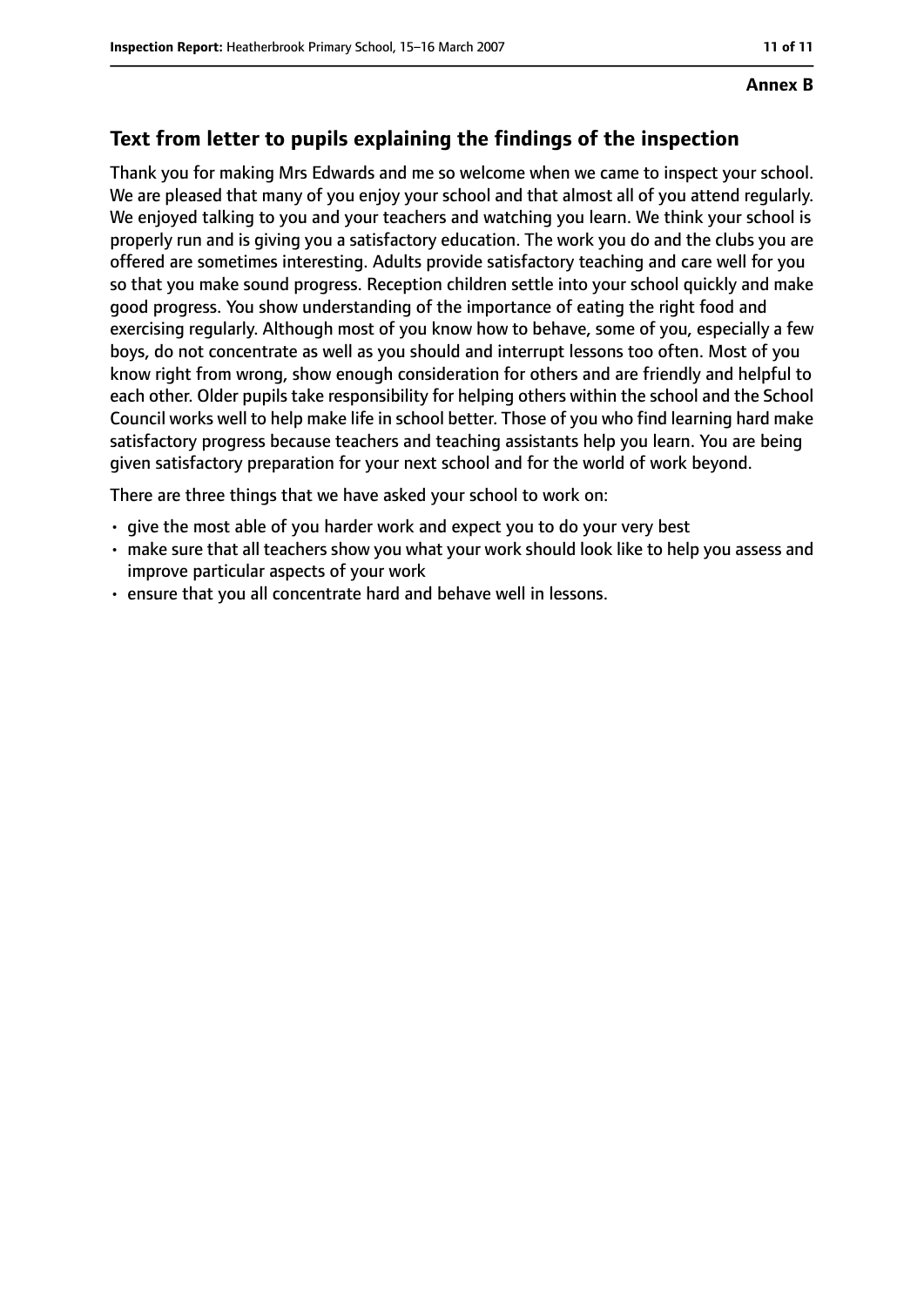**Annex B**

## Text from letter to pupils explaining the findings of the inspection

Thank you for making Mrs Edwards and me so welcome when we came to inspect your school. We are pleased that many of you enjoy your school and that almost all of you attend regularly. We enjoyed talking to you and your teachers and watching you learn. We think your school is properly run and is giving you a satisfactory education. The work you do and the clubs you are offered are sometimes interesting. Adults provide satisfactory teaching and care well for you so that you make sound progress. Reception children settle into your school quickly and make good progress. You show understanding of the importance of eating the right food and exercising regularly. Although most of you know how to behave, some of you, especially a few boys, do not concentrate as well as you should and interrupt lessons too often. Most of you know right from wrong, show enough consideration for others and are friendly and helpful to each other. Older pupils take responsibility for helping others within the school and the School Council works well to help make life in school better. Those of you who find learning hard make satisfactory progress because teachers and teaching assistants help you learn. You are being given satisfactory preparation for your next school and for the world of work beyond.

There are three things that we have asked your school to work on:

- give the most able of you harder work and expect you to do your very best
- make sure that all teachers show you what your work should look like to help you assess and improve particular aspects of your work
- ensure that you all concentrate hard and behave well in lessons.